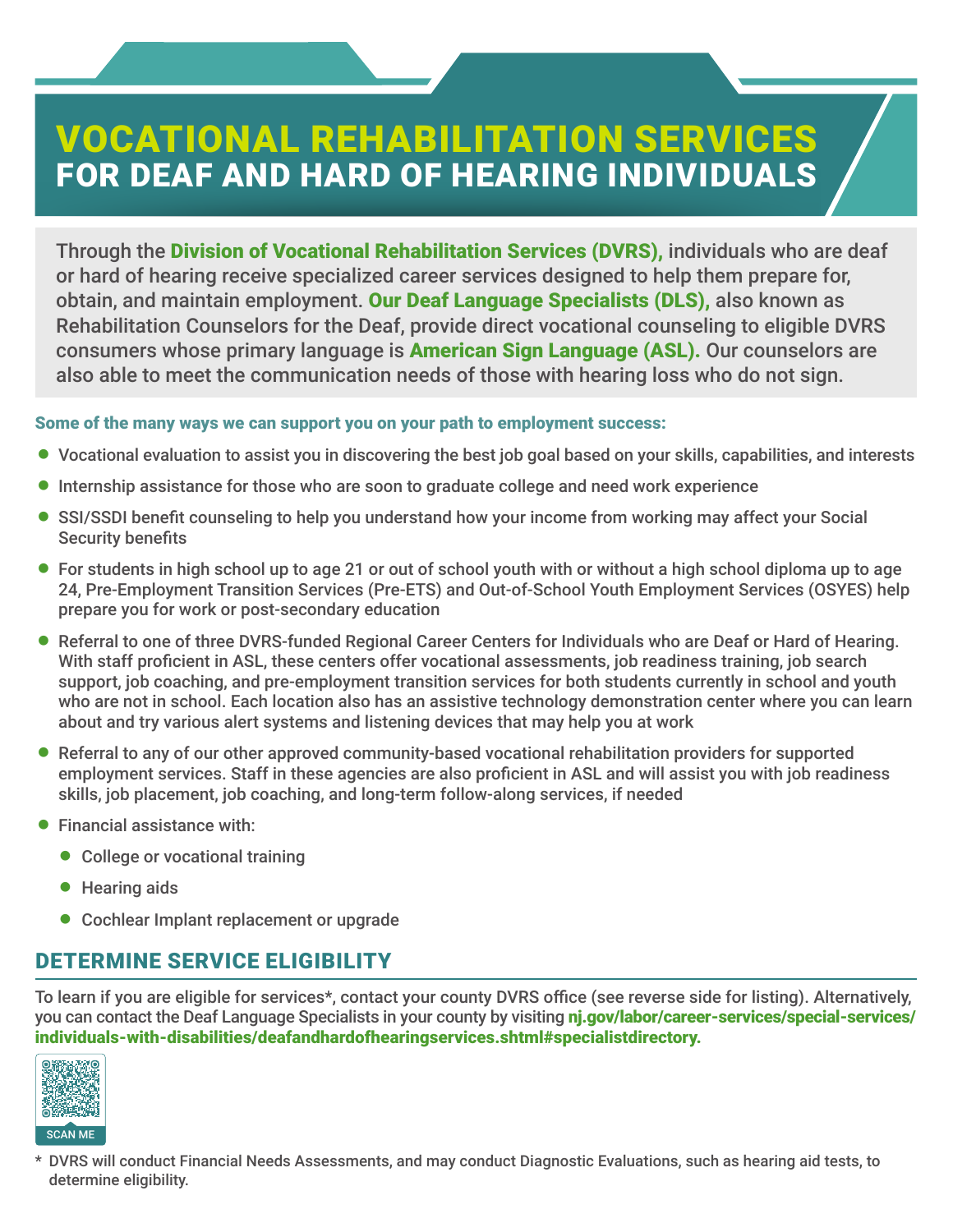# VOCATIONAL REHABILITATION SERVICES
## FOR DEAF AND HARD OF HEARING INDIVIDUALS

Through the **Division of Vocational Rehabilitation Services (DVRS),** individuals who are deaf or hard of hearing receive specialized career services designed to help them prepare for, obtain, and maintain employment. **Our Deaf Language Specialists (DLS),** also known as Rehabilitation Counselors for the Deaf, provide direct vocational counseling to eligible DVRS consumers whose primary language is **American Sign Language (ASL).** Our counselors are also able to meet the communication needs of those with hearing loss who do not sign.

**Some of the many ways we can support you on your path to employment success:**

- Vocational evaluation to assist you in discovering the best job goal based on your skills, capabilities, and interests
- Internship assistance for those who are soon to graduate college and need work experience
- SSI/SSDI benefit counseling to help you understand how your income from working may affect your Social Security benefits
- For students in high school up to age 21 or out of school youth with or without a high school diploma up to age 24, Pre-Employment Transition Services (Pre-ETS) and Out-of-School Youth Employment Services (OSYES) help prepare you for work or post-secondary education
- Referral to one of three DVRS-funded Regional Career Centers for Individuals who are Deaf or Hard of Hearing. With staff proficient in ASL, these centers offer vocational assessments, job readiness training, job search support, job coaching, and pre-employment transition services for both students currently in school and youth who are not in school. Each location also has an assistive technology demonstration center where you can learn about and try various alert systems and listening devices that may help you at work
- Referral to any of our other approved community-based vocational rehabilitation providers for supported employment services. Staff in these agencies are also proficient in ASL and will assist you with job readiness skills, job placement, job coaching, and long-term follow-along services, if needed
- Financial assistance with:
  - College or vocational training
  - Hearing aids
  - Cochlear Implant replacement or upgrade

## DETERMINE SERVICE ELIGIBILITY

To learn if you are eligible for services*, contact your county DVRS office (see reverse side for listing). Alternatively, you can contact the Deaf Language Specialists in your county by visiting **nj.gov/labor/career-services/special-services/individuals-with-disabilities/deafandhardofhearingservices.shtml#specialistdirectory.**

SCAN ME

* DVRS will conduct Financial Needs Assessments, and may conduct Diagnostic Evaluations, such as hearing aid tests, to determine eligibility.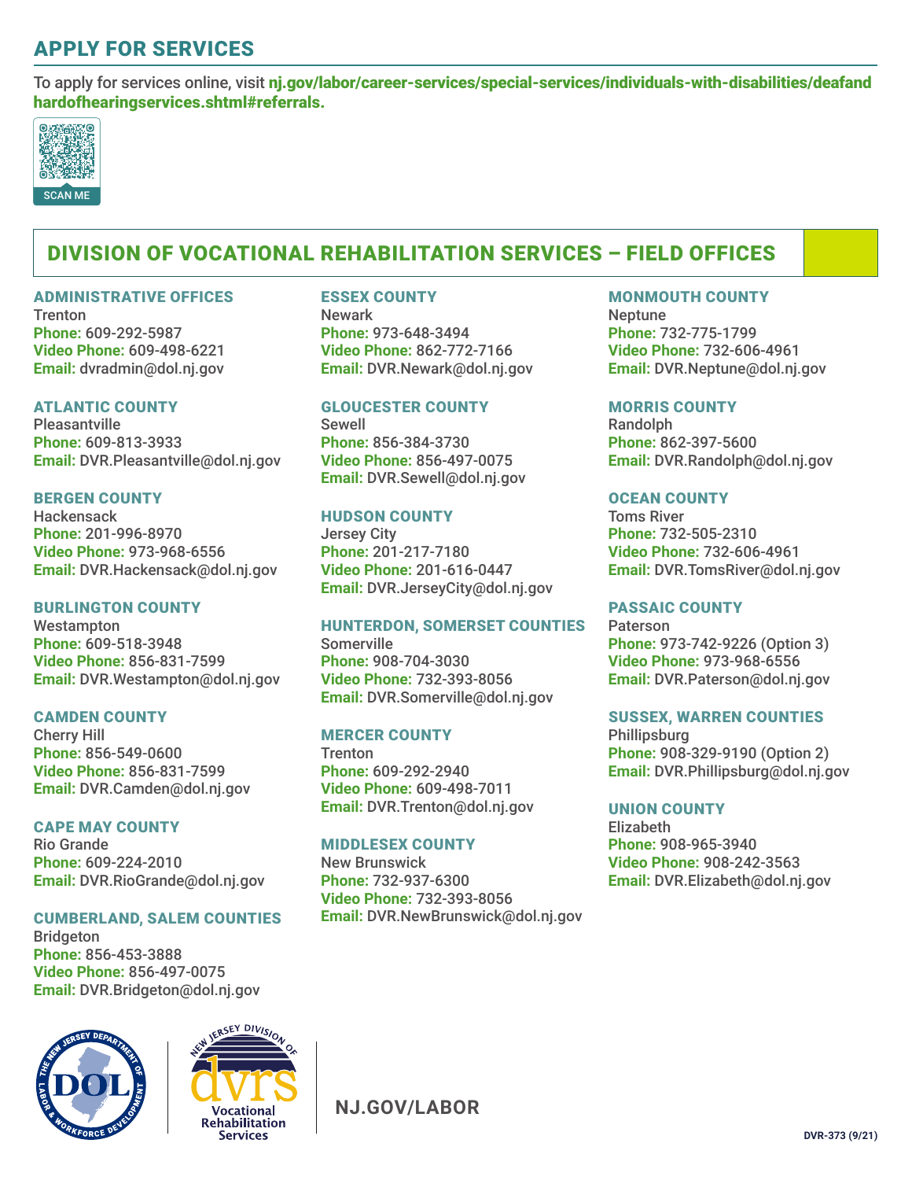## APPLY FOR SERVICES

To apply for services online, visit **nj.gov/labor/career-services/special-services/individuals-with-disabilities/deafandhardofhearingservices.shtml#referrals.**

SCAN ME

## DIVISION OF VOCATIONAL REHABILITATION SERVICES – FIELD OFFICES

### ADMINISTRATIVE OFFICES
Trenton
**Phone:** 609-292-5987
**Video Phone:** 609-498-6221
**Email:** dvradmin@dol.nj.gov

### ATLANTIC COUNTY
Pleasantville
**Phone:** 609-813-3933
**Email:** DVR.Pleasantville@dol.nj.gov

### BERGEN COUNTY
Hackensack
**Phone:** 201-996-8970
**Video Phone:** 973-968-6556
**Email:** DVR.Hackensack@dol.nj.gov

### BURLINGTON COUNTY
Westampton
**Phone:** 609-518-3948
**Video Phone:** 856-831-7599
**Email:** DVR.Westampton@dol.nj.gov

### CAMDEN COUNTY
Cherry Hill
**Phone:** 856-549-0600
**Video Phone:** 856-831-7599
**Email:** DVR.Camden@dol.nj.gov

### CAPE MAY COUNTY
Rio Grande
**Phone:** 609-224-2010
**Email:** DVR.RioGrande@dol.nj.gov

### CUMBERLAND, SALEM COUNTIES
Bridgeton
**Phone:** 856-453-3888
**Video Phone:** 856-497-0075
**Email:** DVR.Bridgeton@dol.nj.gov

### ESSEX COUNTY
Newark
**Phone:** 973-648-3494
**Video Phone:** 862-772-7166
**Email:** DVR.Newark@dol.nj.gov

### GLOUCESTER COUNTY
Sewell
**Phone:** 856-384-3730
**Video Phone:** 856-497-0075
**Email:** DVR.Sewell@dol.nj.gov

### HUDSON COUNTY
Jersey City
**Phone:** 201-217-7180
**Video Phone:** 201-616-0447
**Email:** DVR.JerseyCity@dol.nj.gov

### HUNTERDON, SOMERSET COUNTIES
Somerville
**Phone:** 908-704-3030
**Video Phone:** 732-393-8056
**Email:** DVR.Somerville@dol.nj.gov

### MERCER COUNTY
Trenton
**Phone:** 609-292-2940
**Video Phone:** 609-498-7011
**Email:** DVR.Trenton@dol.nj.gov

### MIDDLESEX COUNTY
New Brunswick
**Phone:** 732-937-6300
**Video Phone:** 732-393-8056
**Email:** DVR.NewBrunswick@dol.nj.gov

### MONMOUTH COUNTY
Neptune
**Phone:** 732-775-1799
**Video Phone:** 732-606-4961
**Email:** DVR.Neptune@dol.nj.gov

### MORRIS COUNTY
Randolph
**Phone:** 862-397-5600
**Email:** DVR.Randolph@dol.nj.gov

### OCEAN COUNTY
Toms River
**Phone:** 732-505-2310
**Video Phone:** 732-606-4961
**Email:** DVR.TomsRiver@dol.nj.gov

### PASSAIC COUNTY
Paterson
**Phone:** 973-742-9226 (Option 3)
**Video Phone:** 973-968-6556
**Email:** DVR.Paterson@dol.nj.gov

### SUSSEX, WARREN COUNTIES
Phillipsburg
**Phone:** 908-329-9190 (Option 2)
**Email:** DVR.Phillipsburg@dol.nj.gov

### UNION COUNTY
Elizabeth
**Phone:** 908-965-3940
**Video Phone:** 908-242-3563
**Email:** DVR.Elizabeth@dol.nj.gov

THE NEW JERSEY DEPARTMENT OF LABOR & WORKFORCE DEVELOPMENT

NEW JERSEY DIVISION OF dvrs Vocational Rehabilitation Services

**NJ.GOV/LABOR**

DVR-373 (9/21)